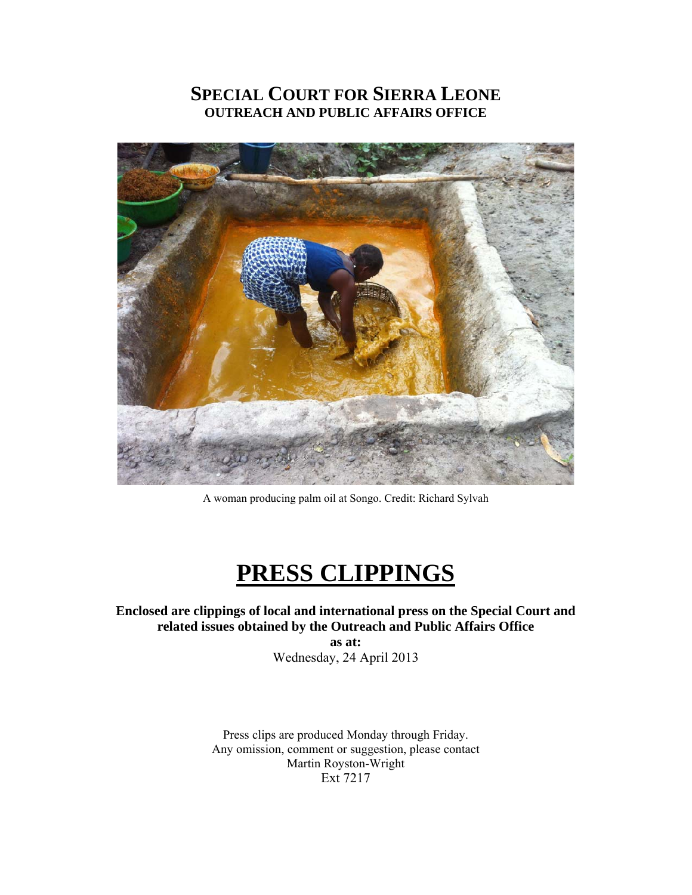# SPECIAL COURT FOR SIERRA LEONE
## OUTREACH AND PUBLIC AFFAIRS OFFICE

A woman producing palm oil at Songo. Credit: Richard Sylvah

# PRESS CLIPPINGS

**Enclosed are clippings of local and international press on the Special Court and related issues obtained by the Outreach and Public Affairs Office**

**as at:**

Wednesday, 24 April 2013

Press clips are produced Monday through Friday.
Any omission, comment or suggestion, please contact
Martin Royston-Wright
Ext 7217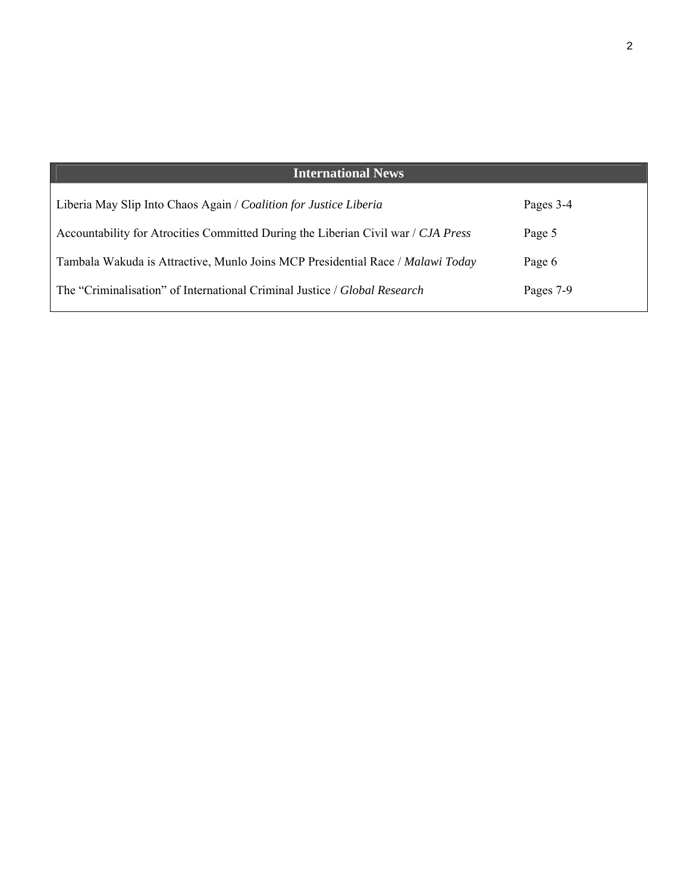## International News

| | |
|---|---|
| Liberia May Slip Into Chaos Again / *Coalition for Justice Liberia* | Pages 3-4 |
| Accountability for Atrocities Committed During the Liberian Civil war / *CJA Press* | Page 5 |
| Tambala Wakuda is Attractive, Munlo Joins MCP Presidential Race / *Malawi Today* | Page 6 |
| The "Criminalisation" of International Criminal Justice / *Global Research* | Pages 7-9 |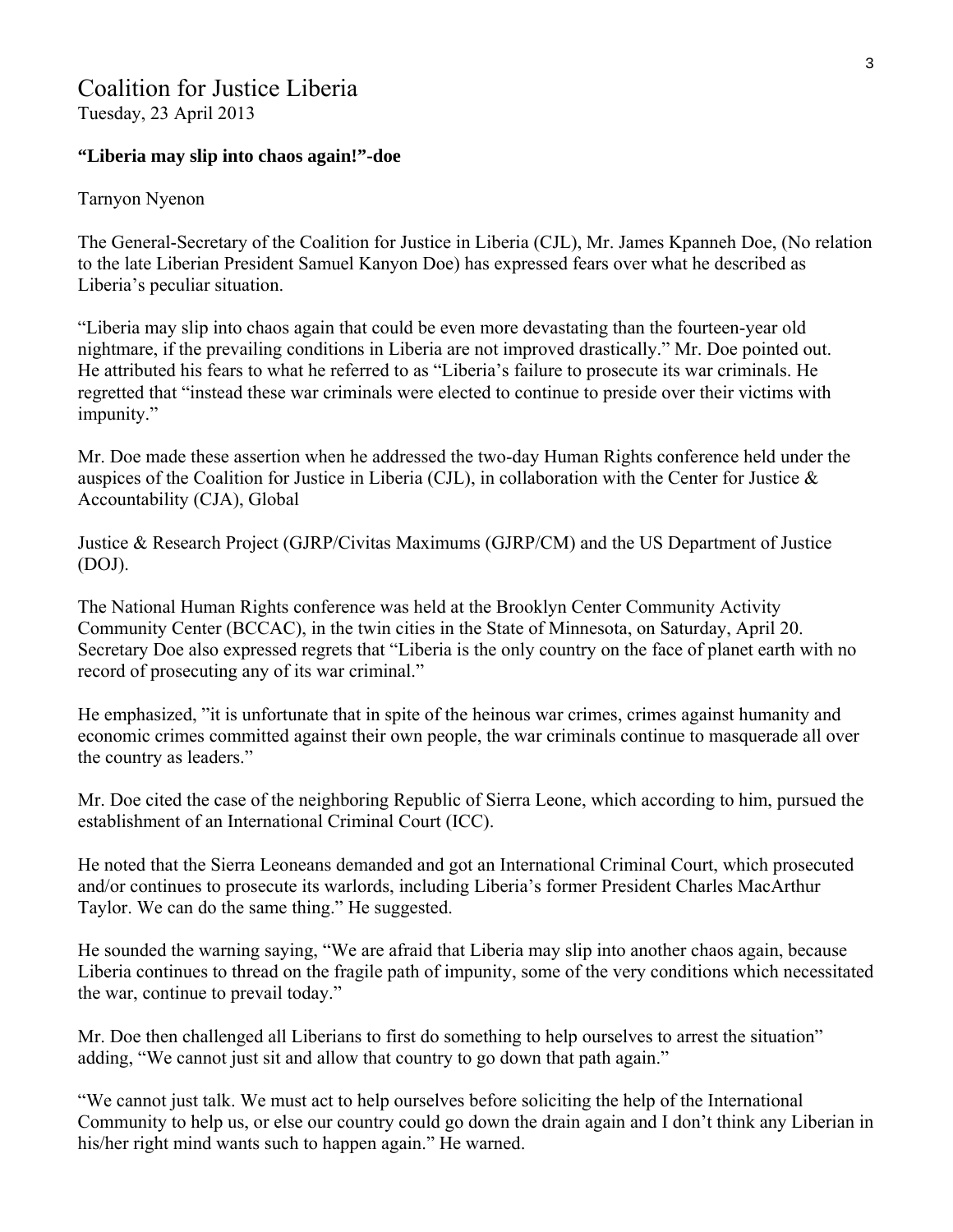# Coalition for Justice Liberia

Tuesday, 23 April 2013

**"Liberia may slip into chaos again!"-doe**

Tarnyon Nyenon

The General-Secretary of the Coalition for Justice in Liberia (CJL), Mr. James Kpanneh Doe, (No relation to the late Liberian President Samuel Kanyon Doe) has expressed fears over what he described as Liberia's peculiar situation.

"Liberia may slip into chaos again that could be even more devastating than the fourteen-year old nightmare, if the prevailing conditions in Liberia are not improved drastically." Mr. Doe pointed out. He attributed his fears to what he referred to as "Liberia's failure to prosecute its war criminals. He regretted that "instead these war criminals were elected to continue to preside over their victims with impunity."

Mr. Doe made these assertion when he addressed the two-day Human Rights conference held under the auspices of the Coalition for Justice in Liberia (CJL), in collaboration with the Center for Justice & Accountability (CJA), Global

Justice & Research Project (GJRP/Civitas Maximums (GJRP/CM) and the US Department of Justice (DOJ).

The National Human Rights conference was held at the Brooklyn Center Community Activity Community Center (BCCAC), in the twin cities in the State of Minnesota, on Saturday, April 20. Secretary Doe also expressed regrets that "Liberia is the only country on the face of planet earth with no record of prosecuting any of its war criminal."

He emphasized, "it is unfortunate that in spite of the heinous war crimes, crimes against humanity and economic crimes committed against their own people, the war criminals continue to masquerade all over the country as leaders."

Mr. Doe cited the case of the neighboring Republic of Sierra Leone, which according to him, pursued the establishment of an International Criminal Court (ICC).

He noted that the Sierra Leoneans demanded and got an International Criminal Court, which prosecuted and/or continues to prosecute its warlords, including Liberia's former President Charles MacArthur Taylor. We can do the same thing." He suggested.

He sounded the warning saying, "We are afraid that Liberia may slip into another chaos again, because Liberia continues to thread on the fragile path of impunity, some of the very conditions which necessitated the war, continue to prevail today."

Mr. Doe then challenged all Liberians to first do something to help ourselves to arrest the situation" adding, "We cannot just sit and allow that country to go down that path again."

"We cannot just talk. We must act to help ourselves before soliciting the help of the International Community to help us, or else our country could go down the drain again and I don't think any Liberian in his/her right mind wants such to happen again." He warned.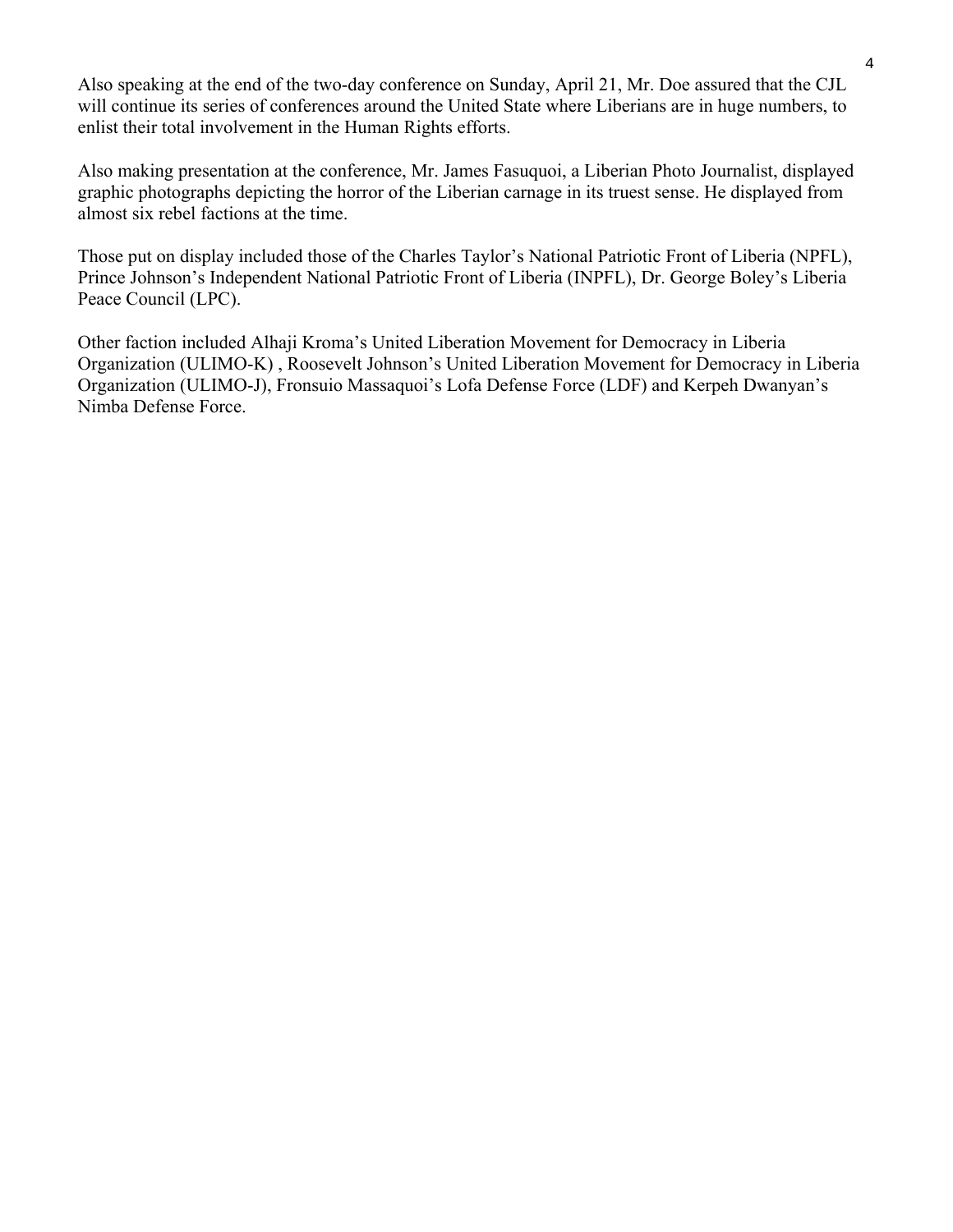Also speaking at the end of the two-day conference on Sunday, April 21, Mr. Doe assured that the CJL will continue its series of conferences around the United State where Liberians are in huge numbers, to enlist their total involvement in the Human Rights efforts.

Also making presentation at the conference, Mr. James Fasuquoi, a Liberian Photo Journalist, displayed graphic photographs depicting the horror of the Liberian carnage in its truest sense. He displayed from almost six rebel factions at the time.

Those put on display included those of the Charles Taylor's National Patriotic Front of Liberia (NPFL), Prince Johnson's Independent National Patriotic Front of Liberia (INPFL), Dr. George Boley's Liberia Peace Council (LPC).

Other faction included Alhaji Kroma's United Liberation Movement for Democracy in Liberia Organization (ULIMO-K) , Roosevelt Johnson's United Liberation Movement for Democracy in Liberia Organization (ULIMO-J), Fronsuio Massaquoi's Lofa Defense Force (LDF) and Kerpeh Dwanyan's Nimba Defense Force.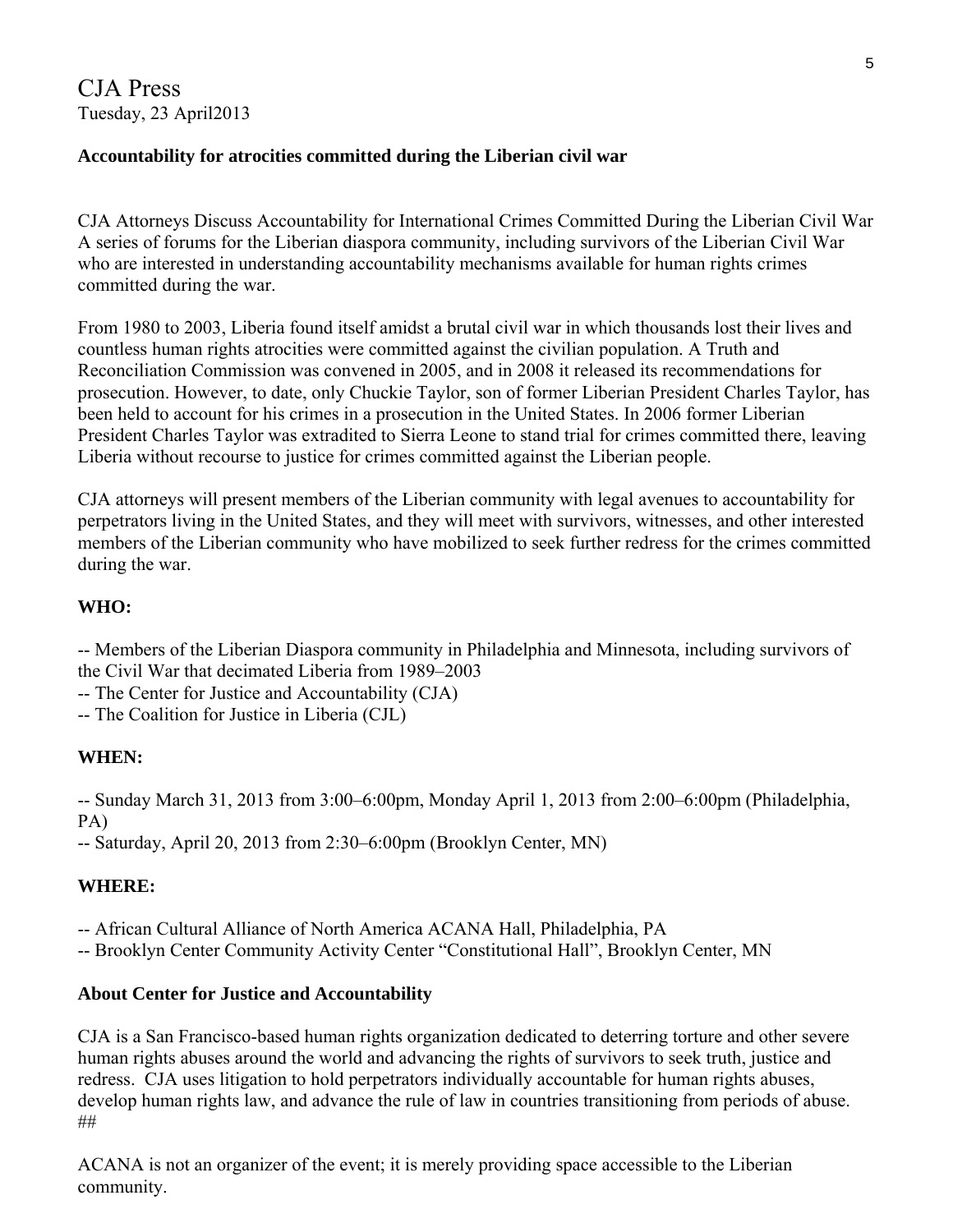CJA Press
Tuesday, 23 April2013

**Accountability for atrocities committed during the Liberian civil war**

CJA Attorneys Discuss Accountability for International Crimes Committed During the Liberian Civil War
A series of forums for the Liberian diaspora community, including survivors of the Liberian Civil War who are interested in understanding accountability mechanisms available for human rights crimes committed during the war.

From 1980 to 2003, Liberia found itself amidst a brutal civil war in which thousands lost their lives and countless human rights atrocities were committed against the civilian population. A Truth and Reconciliation Commission was convened in 2005, and in 2008 it released its recommendations for prosecution. However, to date, only Chuckie Taylor, son of former Liberian President Charles Taylor, has been held to account for his crimes in a prosecution in the United States. In 2006 former Liberian President Charles Taylor was extradited to Sierra Leone to stand trial for crimes committed there, leaving Liberia without recourse to justice for crimes committed against the Liberian people.

CJA attorneys will present members of the Liberian community with legal avenues to accountability for perpetrators living in the United States, and they will meet with survivors, witnesses, and other interested members of the Liberian community who have mobilized to seek further redress for the crimes committed during the war.

**WHO:**

-- Members of the Liberian Diaspora community in Philadelphia and Minnesota, including survivors of the Civil War that decimated Liberia from 1989–2003
-- The Center for Justice and Accountability (CJA)
-- The Coalition for Justice in Liberia (CJL)

**WHEN:**

-- Sunday March 31, 2013 from 3:00–6:00pm, Monday April 1, 2013 from 2:00–6:00pm (Philadelphia, PA)
-- Saturday, April 20, 2013 from 2:30–6:00pm (Brooklyn Center, MN)

**WHERE:**

-- African Cultural Alliance of North America ACANA Hall, Philadelphia, PA
-- Brooklyn Center Community Activity Center "Constitutional Hall", Brooklyn Center, MN

**About Center for Justice and Accountability**

CJA is a San Francisco-based human rights organization dedicated to deterring torture and other severe human rights abuses around the world and advancing the rights of survivors to seek truth, justice and redress. CJA uses litigation to hold perpetrators individually accountable for human rights abuses, develop human rights law, and advance the rule of law in countries transitioning from periods of abuse.
##

ACANA is not an organizer of the event; it is merely providing space accessible to the Liberian community.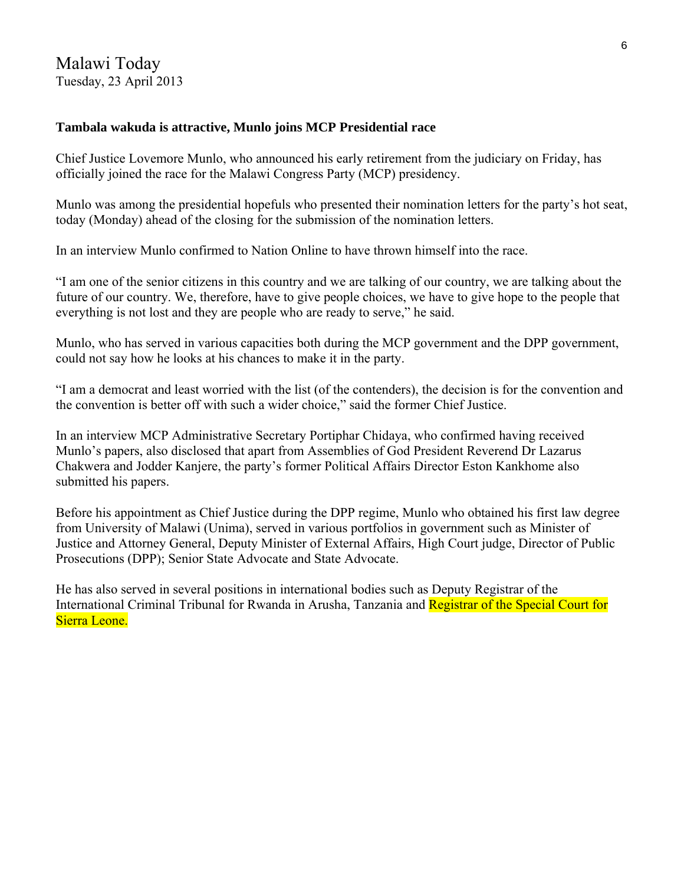Malawi Today
Tuesday, 23 April 2013

**Tambala wakuda is attractive, Munlo joins MCP Presidential race**

Chief Justice Lovemore Munlo, who announced his early retirement from the judiciary on Friday, has officially joined the race for the Malawi Congress Party (MCP) presidency.

Munlo was among the presidential hopefuls who presented their nomination letters for the party's hot seat, today (Monday) ahead of the closing for the submission of the nomination letters.

In an interview Munlo confirmed to Nation Online to have thrown himself into the race.

"I am one of the senior citizens in this country and we are talking of our country, we are talking about the future of our country. We, therefore, have to give people choices, we have to give hope to the people that everything is not lost and they are people who are ready to serve," he said.

Munlo, who has served in various capacities both during the MCP government and the DPP government, could not say how he looks at his chances to make it in the party.

"I am a democrat and least worried with the list (of the contenders), the decision is for the convention and the convention is better off with such a wider choice," said the former Chief Justice.

In an interview MCP Administrative Secretary Portiphar Chidaya, who confirmed having received Munlo's papers, also disclosed that apart from Assemblies of God President Reverend Dr Lazarus Chakwera and Jodder Kanjere, the party's former Political Affairs Director Eston Kankhome also submitted his papers.

Before his appointment as Chief Justice during the DPP regime, Munlo who obtained his first law degree from University of Malawi (Unima), served in various portfolios in government such as Minister of Justice and Attorney General, Deputy Minister of External Affairs, High Court judge, Director of Public Prosecutions (DPP); Senior State Advocate and State Advocate.

He has also served in several positions in international bodies such as Deputy Registrar of the International Criminal Tribunal for Rwanda in Arusha, Tanzania and Registrar of the Special Court for Sierra Leone.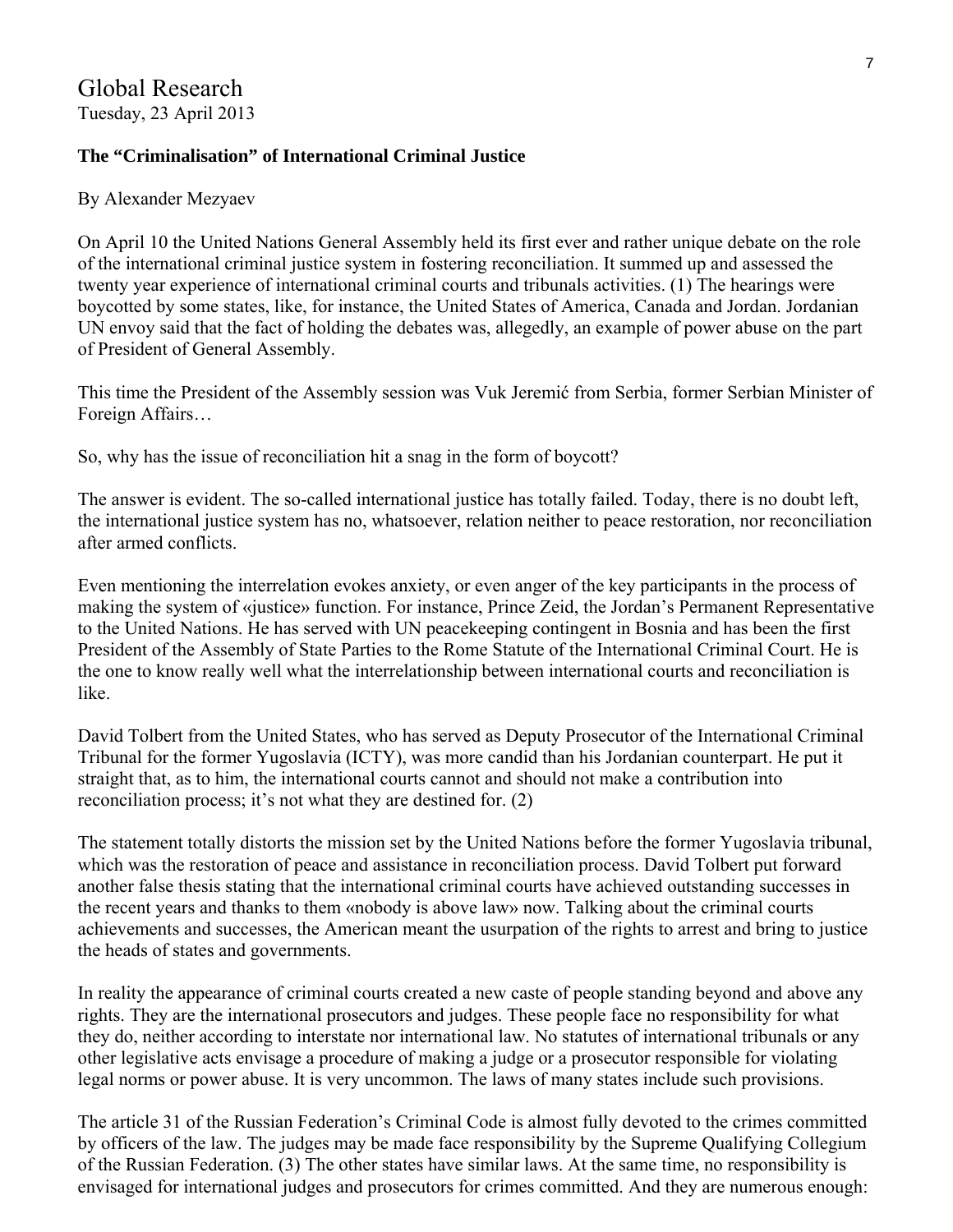# Global Research

Tuesday, 23 April 2013

**The "Criminalisation" of International Criminal Justice**

By Alexander Mezyaev

On April 10 the United Nations General Assembly held its first ever and rather unique debate on the role of the international criminal justice system in fostering reconciliation. It summed up and assessed the twenty year experience of international criminal courts and tribunals activities. (1) The hearings were boycotted by some states, like, for instance, the United States of America, Canada and Jordan. Jordanian UN envoy said that the fact of holding the debates was, allegedly, an example of power abuse on the part of President of General Assembly.

This time the President of the Assembly session was Vuk Jeremić from Serbia, former Serbian Minister of Foreign Affairs…

So, why has the issue of reconciliation hit a snag in the form of boycott?

The answer is evident. The so-called international justice has totally failed. Today, there is no doubt left, the international justice system has no, whatsoever, relation neither to peace restoration, nor reconciliation after armed conflicts.

Even mentioning the interrelation evokes anxiety, or even anger of the key participants in the process of making the system of «justice» function. For instance, Prince Zeid, the Jordan's Permanent Representative to the United Nations. He has served with UN peacekeeping contingent in Bosnia and has been the first President of the Assembly of State Parties to the Rome Statute of the International Criminal Court. He is the one to know really well what the interrelationship between international courts and reconciliation is like.

David Tolbert from the United States, who has served as Deputy Prosecutor of the International Criminal Tribunal for the former Yugoslavia (ICTY), was more candid than his Jordanian counterpart. He put it straight that, as to him, the international courts cannot and should not make a contribution into reconciliation process; it's not what they are destined for. (2)

The statement totally distorts the mission set by the United Nations before the former Yugoslavia tribunal, which was the restoration of peace and assistance in reconciliation process. David Tolbert put forward another false thesis stating that the international criminal courts have achieved outstanding successes in the recent years and thanks to them «nobody is above law» now. Talking about the criminal courts achievements and successes, the American meant the usurpation of the rights to arrest and bring to justice the heads of states and governments.

In reality the appearance of criminal courts created a new caste of people standing beyond and above any rights. They are the international prosecutors and judges. These people face no responsibility for what they do, neither according to interstate nor international law. No statutes of international tribunals or any other legislative acts envisage a procedure of making a judge or a prosecutor responsible for violating legal norms or power abuse. It is very uncommon. The laws of many states include such provisions.

The article 31 of the Russian Federation's Criminal Code is almost fully devoted to the crimes committed by officers of the law. The judges may be made face responsibility by the Supreme Qualifying Collegium of the Russian Federation. (3) The other states have similar laws. At the same time, no responsibility is envisaged for international judges and prosecutors for crimes committed. And they are numerous enough: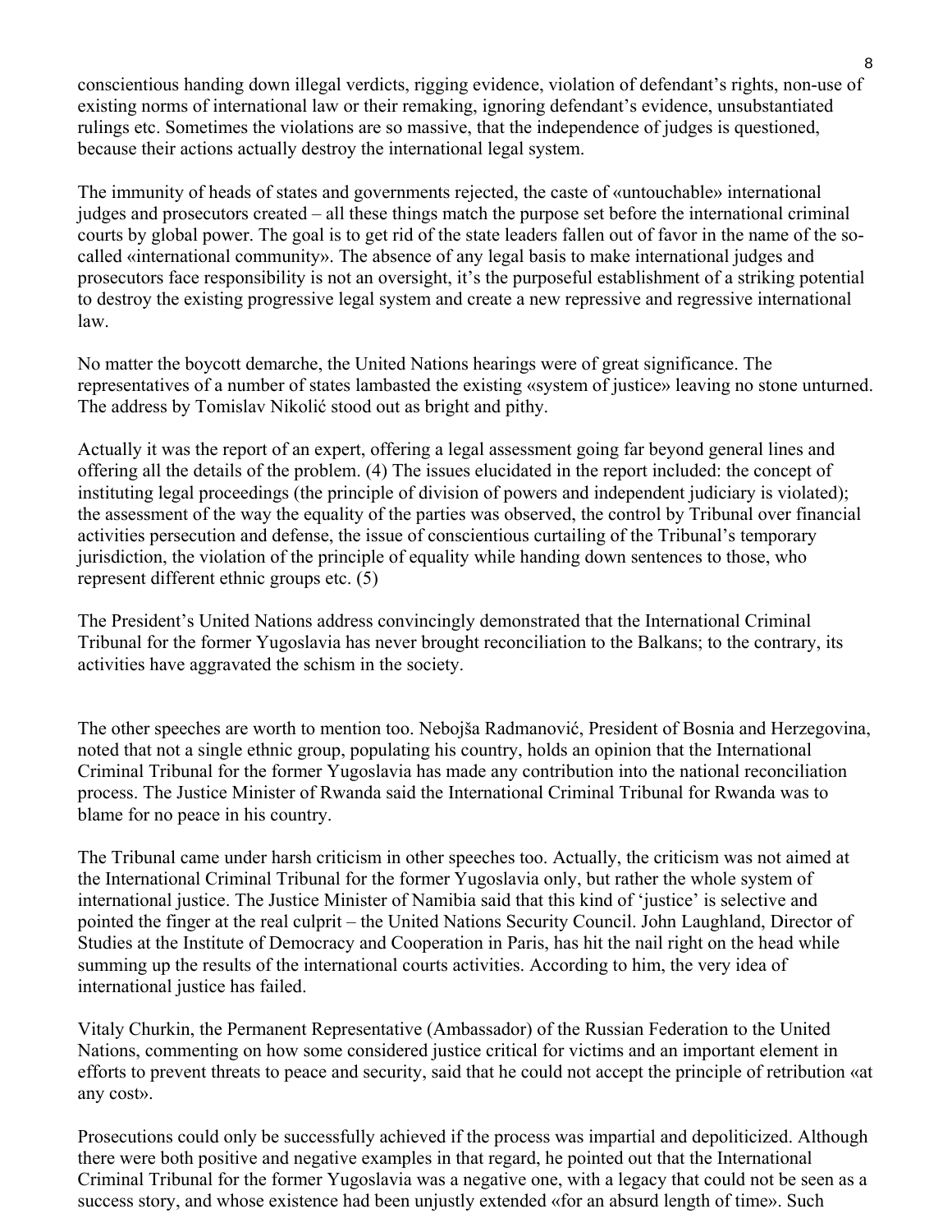conscientious handing down illegal verdicts, rigging evidence, violation of defendant's rights, non-use of existing norms of international law or their remaking, ignoring defendant's evidence, unsubstantiated rulings etc. Sometimes the violations are so massive, that the independence of judges is questioned, because their actions actually destroy the international legal system.

The immunity of heads of states and governments rejected, the caste of «untouchable» international judges and prosecutors created – all these things match the purpose set before the international criminal courts by global power. The goal is to get rid of the state leaders fallen out of favor in the name of the so-called «international community». The absence of any legal basis to make international judges and prosecutors face responsibility is not an oversight, it's the purposeful establishment of a striking potential to destroy the existing progressive legal system and create a new repressive and regressive international law.

No matter the boycott demarche, the United Nations hearings were of great significance. The representatives of a number of states lambasted the existing «system of justice» leaving no stone unturned. The address by Tomislav Nikolić stood out as bright and pithy.

Actually it was the report of an expert, offering a legal assessment going far beyond general lines and offering all the details of the problem. (4) The issues elucidated in the report included: the concept of instituting legal proceedings (the principle of division of powers and independent judiciary is violated); the assessment of the way the equality of the parties was observed, the control by Tribunal over financial activities persecution and defense, the issue of conscientious curtailing of the Tribunal's temporary jurisdiction, the violation of the principle of equality while handing down sentences to those, who represent different ethnic groups etc. (5)

The President's United Nations address convincingly demonstrated that the International Criminal Tribunal for the former Yugoslavia has never brought reconciliation to the Balkans; to the contrary, its activities have aggravated the schism in the society.

The other speeches are worth to mention too. Nebojša Radmanović, President of Bosnia and Herzegovina, noted that not a single ethnic group, populating his country, holds an opinion that the International Criminal Tribunal for the former Yugoslavia has made any contribution into the national reconciliation process. The Justice Minister of Rwanda said the International Criminal Tribunal for Rwanda was to blame for no peace in his country.

The Tribunal came under harsh criticism in other speeches too. Actually, the criticism was not aimed at the International Criminal Tribunal for the former Yugoslavia only, but rather the whole system of international justice. The Justice Minister of Namibia said that this kind of 'justice' is selective and pointed the finger at the real culprit – the United Nations Security Council. John Laughland, Director of Studies at the Institute of Democracy and Cooperation in Paris, has hit the nail right on the head while summing up the results of the international courts activities. According to him, the very idea of international justice has failed.

Vitaly Churkin, the Permanent Representative (Ambassador) of the Russian Federation to the United Nations, commenting on how some considered justice critical for victims and an important element in efforts to prevent threats to peace and security, said that he could not accept the principle of retribution «at any cost».

Prosecutions could only be successfully achieved if the process was impartial and depoliticized. Although there were both positive and negative examples in that regard, he pointed out that the International Criminal Tribunal for the former Yugoslavia was a negative one, with a legacy that could not be seen as a success story, and whose existence had been unjustly extended «for an absurd length of time». Such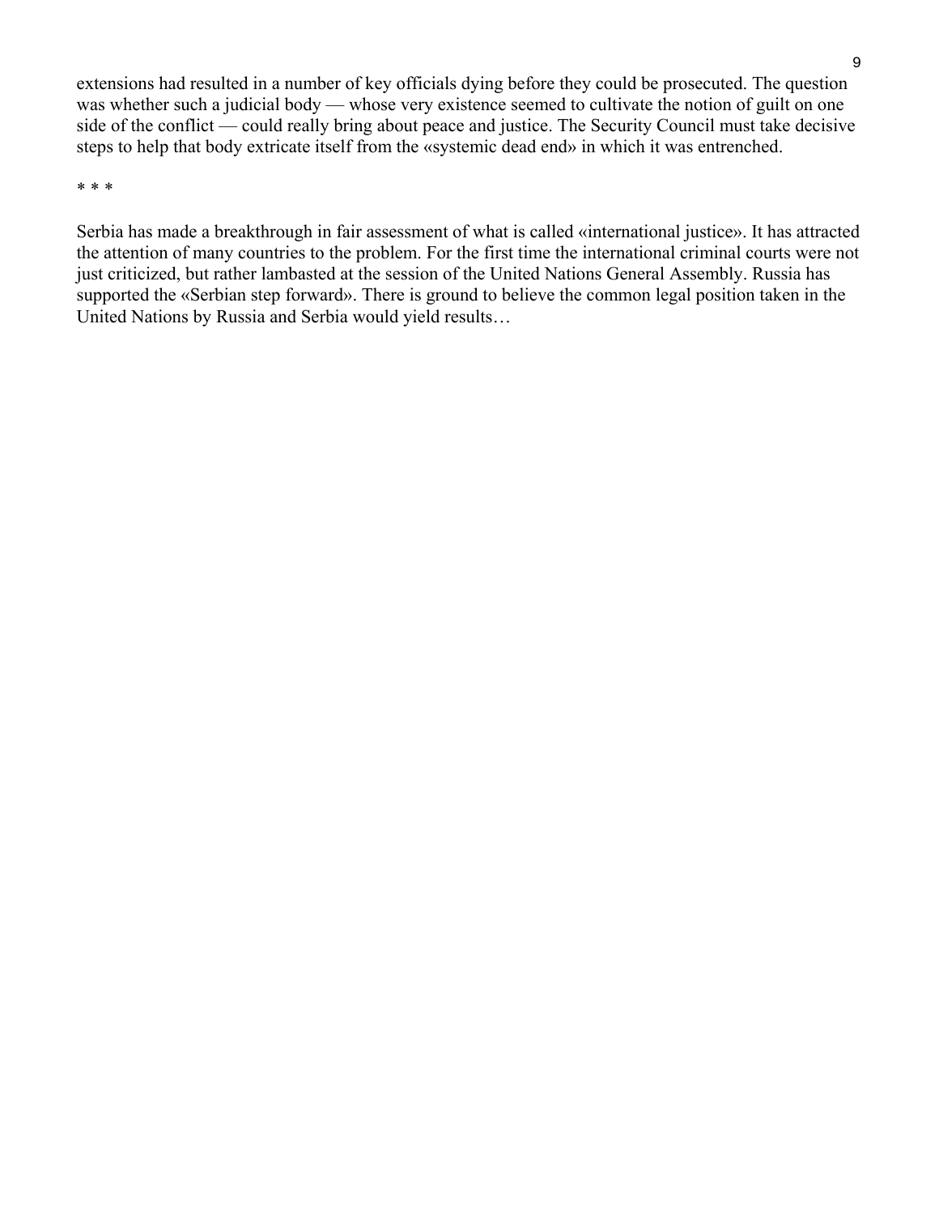extensions had resulted in a number of key officials dying before they could be prosecuted. The question was whether such a judicial body — whose very existence seemed to cultivate the notion of guilt on one side of the conflict — could really bring about peace and justice. The Security Council must take decisive steps to help that body extricate itself from the «systemic dead end» in which it was entrenched.

* * *

Serbia has made a breakthrough in fair assessment of what is called «international justice». It has attracted the attention of many countries to the problem. For the first time the international criminal courts were not just criticized, but rather lambasted at the session of the United Nations General Assembly. Russia has supported the «Serbian step forward». There is ground to believe the common legal position taken in the United Nations by Russia and Serbia would yield results…